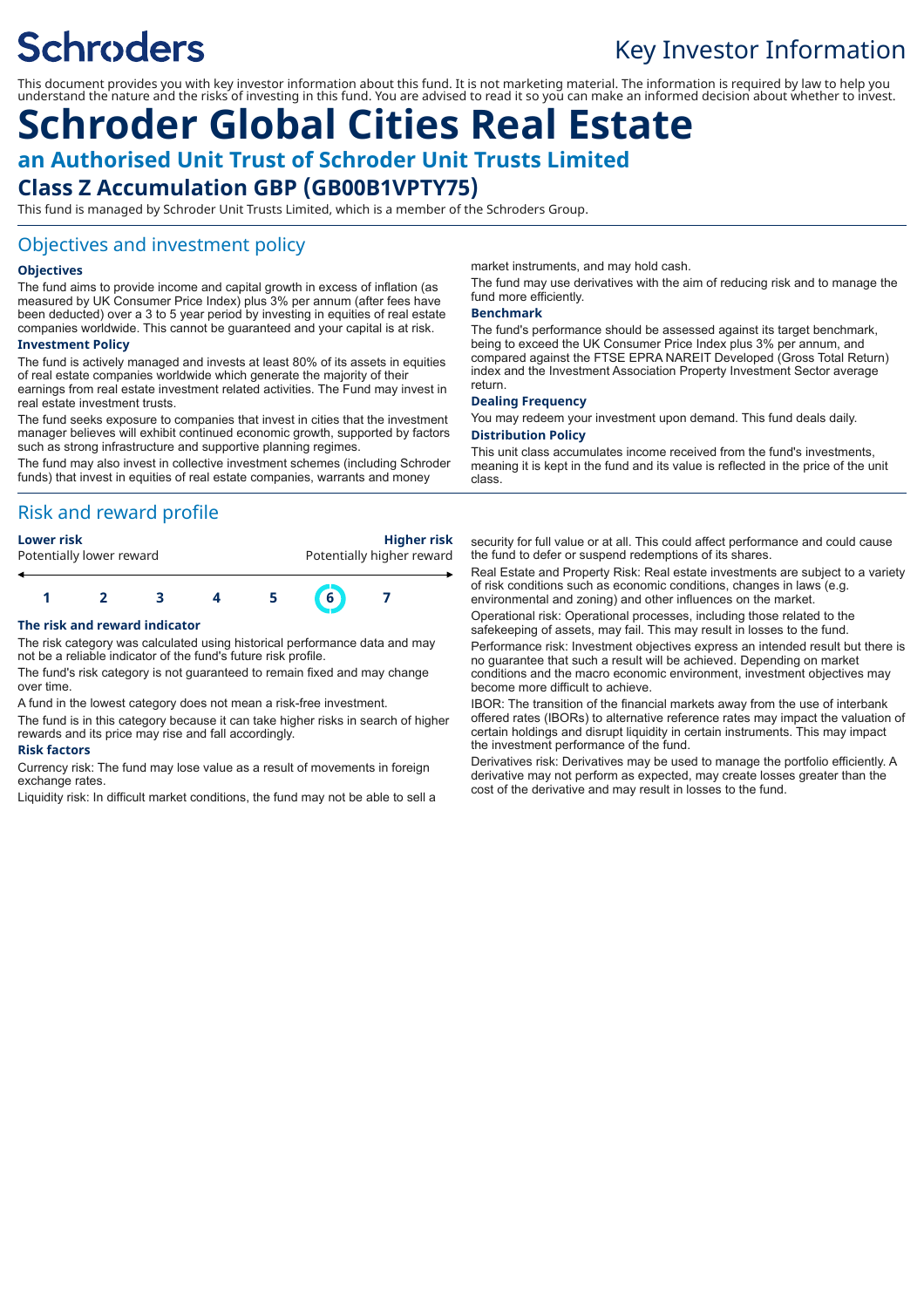Schroders

Key Investor Information

This document provides you with key investor information about this fund. It is not marketing material. The information is required by law to help you understand the nature and the risks of investing in this fund. You are advised to read it so you can make an informed decision about whether to invest.

# Schroder Global Cities Real Estate

## an Authorised Unit Trust of Schroder Unit Trusts Limited

## Class Z Accumulation GBP (GB00B1VPTY75)

This fund is managed by Schroder Unit Trusts Limited, which is a member of the Schroders Group.

## Objectives and investment policy

### Objectives

The fund aims to provide income and capital growth in excess of inflation (as measured by UK Consumer Price Index) plus 3% per annum (after fees have been deducted) over a 3 to 5 year period by investing in equities of real estate companies worldwide. This cannot be guaranteed and your capital is at risk.

### Investment Policy

The fund is actively managed and invests at least 80% of its assets in equities of real estate companies worldwide which generate the majority of their earnings from real estate investment related activities. The Fund may invest in real estate investment trusts.

The fund seeks exposure to companies that invest in cities that the investment manager believes will exhibit continued economic growth, supported by factors such as strong infrastructure and supportive planning regimes.

The fund may also invest in collective investment schemes (including Schroder funds) that invest in equities of real estate companies, warrants and money market instruments, and may hold cash.

The fund may use derivatives with the aim of reducing risk and to manage the fund more efficiently.

### Benchmark

The fund's performance should be assessed against its target benchmark, being to exceed the UK Consumer Price Index plus 3% per annum, and compared against the FTSE EPRA NAREIT Developed (Gross Total Return) index and the Investment Association Property Investment Sector average return.

### Dealing Frequency

You may redeem your investment upon demand. This fund deals daily.

### Distribution Policy

This unit class accumulates income received from the fund's investments, meaning it is kept in the fund and its value is reflected in the price of the unit class.

## Risk and reward profile

**Lower risk** — Potentially lower reward

**Higher risk** — Potentially higher reward

| 1 | 2 | 3 | 4 | 5 | **6** | 7 |
|---|---|---|---|---|---|---|

### The risk and reward indicator

The risk category was calculated using historical performance data and may not be a reliable indicator of the fund's future risk profile.

The fund's risk category is not guaranteed to remain fixed and may change over time.

A fund in the lowest category does not mean a risk-free investment.

The fund is in this category because it can take higher risks in search of higher rewards and its price may rise and fall accordingly.

### Risk factors

Currency risk: The fund may lose value as a result of movements in foreign exchange rates.

Liquidity risk: In difficult market conditions, the fund may not be able to sell a security for full value or at all. This could affect performance and could cause the fund to defer or suspend redemptions of its shares.

Real Estate and Property Risk: Real estate investments are subject to a variety of risk conditions such as economic conditions, changes in laws (e.g. environmental and zoning) and other influences on the market.

Operational risk: Operational processes, including those related to the safekeeping of assets, may fail. This may result in losses to the fund.

Performance risk: Investment objectives express an intended result but there is no guarantee that such a result will be achieved. Depending on market conditions and the macro economic environment, investment objectives may become more difficult to achieve.

IBOR: The transition of the financial markets away from the use of interbank offered rates (IBORs) to alternative reference rates may impact the valuation of certain holdings and disrupt liquidity in certain instruments. This may impact the investment performance of the fund.

Derivatives risk: Derivatives may be used to manage the portfolio efficiently. A derivative may not perform as expected, may create losses greater than the cost of the derivative and may result in losses to the fund.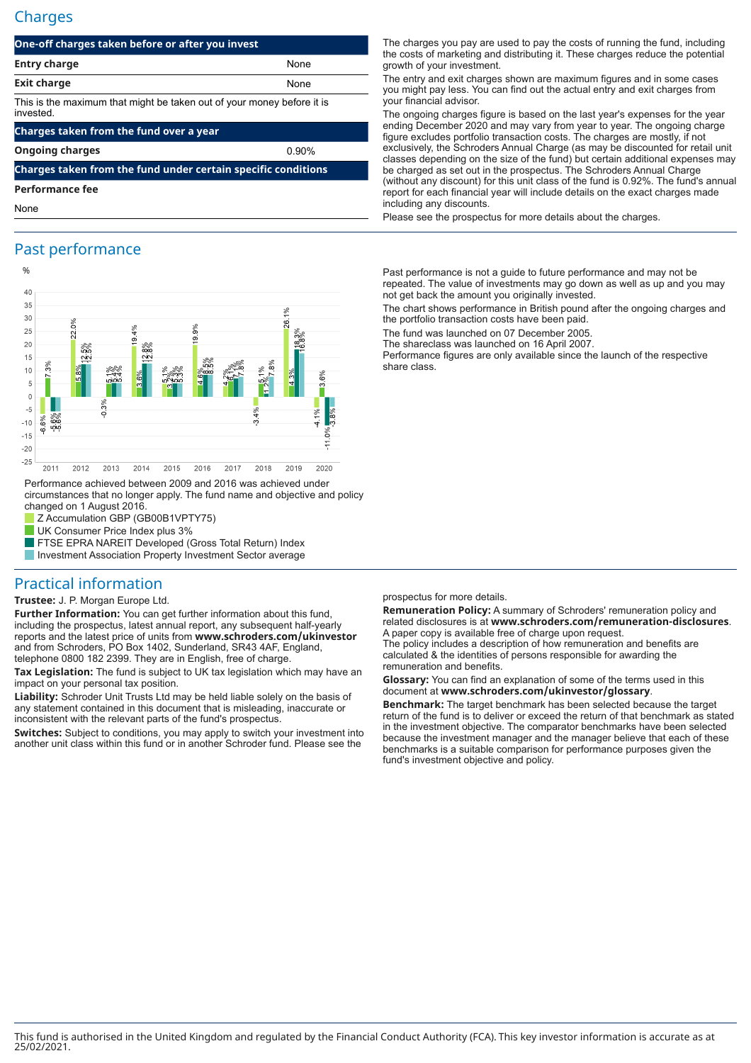## Charges

| One-off charges taken before or after you invest | |
|---|---|
| **Entry charge** | None |
| **Exit charge** | None |
| This is the maximum that might be taken out of your money before it is invested. | |
| **Charges taken from the fund over a year** | |
| **Ongoing charges** | 0.90% |
| **Charges taken from the fund under certain specific conditions** | |
| **Performance fee** | |
| None | |

The charges you pay are used to pay the costs of running the fund, including the costs of marketing and distributing it. These charges reduce the potential growth of your investment.

The entry and exit charges shown are maximum figures and in some cases you might pay less. You can find out the actual entry and exit charges from your financial advisor.

The ongoing charges figure is based on the last year's expenses for the year ending December 2020 and may vary from year to year. The ongoing charge figure excludes portfolio transaction costs. The charges are mostly, if not exclusively, the Schroders Annual Charge (as may be discounted for retail unit classes depending on the size of the fund) but certain additional expenses may be charged as set out in the prospectus. The Schroders Annual Charge (without any discount) for this unit class of the fund is 0.92%. The fund's annual report for each financial year will include details on the exact charges made including any discounts.

Please see the prospectus for more details about the charges.

## Past performance

%

40
35
30
25
20
15
10
5
0
-5
-10
-15
-20
-25

2011: -6.6%, 7.3%, -5.6%, -5.6%
2012: 22.0%, 5.8%, 12.5%, 12.5%
2013: -0.3%, 5.1%, 5.4%, 5.4%
2014: 19.4%, 3.6%, 12.8%, 12.8%
2015: 5.1%, 3.3%, 5.3%, 5.3%
2016: 19.9%, 4.6%, 8.5%, 8.5%
2017: 4.2%, 6.1%, 7.1%, 7.8%
2018: -3.4%, 5.1%, 1.2%, 7.8%
2019: 26.1%, 4.3%, 18.3%, 16.8%
2020: -4.1%, 3.6%, -11.0%, -3.8%

Performance achieved between 2009 and 2016 was achieved under circumstances that no longer apply. The fund name and objective and policy changed on 1 August 2016.

- Z Accumulation GBP (GB00B1VPTY75)
- UK Consumer Price Index plus 3%
- FTSE EPRA NAREIT Developed (Gross Total Return) Index
- Investment Association Property Investment Sector average

Past performance is not a guide to future performance and may not be repeated. The value of investments may go down as well as up and you may not get back the amount you originally invested.

The chart shows performance in British pound after the ongoing charges and the portfolio transaction costs have been paid.

The fund was launched on 07 December 2005.
The shareclass was launched on 16 April 2007.
Performance figures are only available since the launch of the respective share class.

## Practical information

**Trustee:** J. P. Morgan Europe Ltd.

**Further Information:** You can get further information about this fund, including the prospectus, latest annual report, any subsequent half-yearly reports and the latest price of units from **www.schroders.com/ukinvestor** and from Schroders, PO Box 1402, Sunderland, SR43 4AF, England, telephone 0800 182 2399. They are in English, free of charge.

**Tax Legislation:** The fund is subject to UK tax legislation which may have an impact on your personal tax position.

**Liability:** Schroder Unit Trusts Ltd may be held liable solely on the basis of any statement contained in this document that is misleading, inaccurate or inconsistent with the relevant parts of the fund's prospectus.

**Switches:** Subject to conditions, you may apply to switch your investment into another unit class within this fund or in another Schroder fund. Please see the prospectus for more details.

**Remuneration Policy:** A summary of Schroders' remuneration policy and related disclosures is at **www.schroders.com/remuneration-disclosures**. A paper copy is available free of charge upon request.
The policy includes a description of how remuneration and benefits are calculated & the identities of persons responsible for awarding the remuneration and benefits.

**Glossary:** You can find an explanation of some of the terms used in this document at **www.schroders.com/ukinvestor/glossary**.

**Benchmark:** The target benchmark has been selected because the target return of the fund is to deliver or exceed the return of that benchmark as stated in the investment objective. The comparator benchmarks have been selected because the investment manager and the manager believe that each of these benchmarks is a suitable comparison for performance purposes given the fund's investment objective and policy.

This fund is authorised in the United Kingdom and regulated by the Financial Conduct Authority (FCA). This key investor information is accurate as at 25/02/2021.